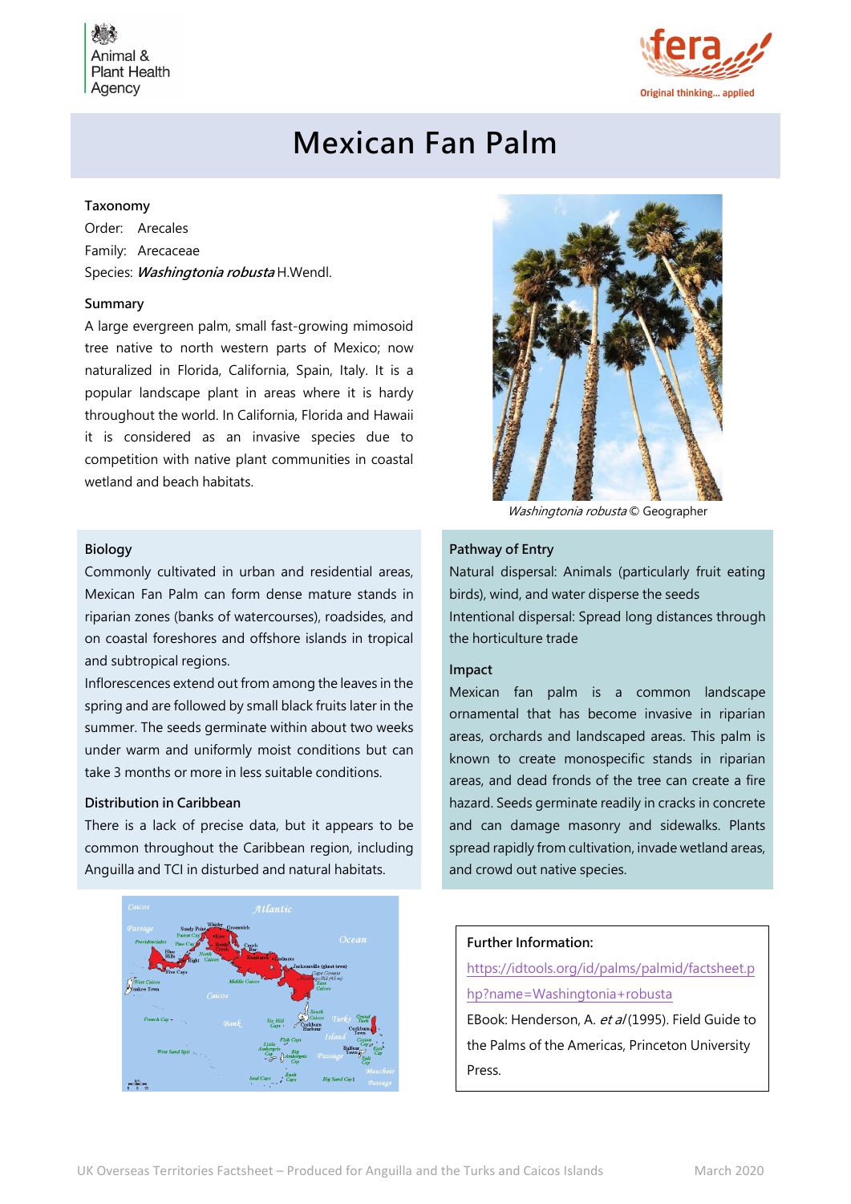Animal & Plant Health Agency

fera
Original thinking... applied

# Mexican Fan Palm

### Taxonomy

Order: Arecales

Family: Arecaceae

Species: ***Washingtonia robusta*** H.Wendl.

### Summary

A large evergreen palm, small fast-growing mimosoid tree native to north western parts of Mexico; now naturalized in Florida, California, Spain, Italy. It is a popular landscape plant in areas where it is hardy throughout the world. In California, Florida and Hawaii it is considered as an invasive species due to competition with native plant communities in coastal wetland and beach habitats.

*Washingtonia robusta* © Geographer

### Biology

Commonly cultivated in urban and residential areas, Mexican Fan Palm can form dense mature stands in riparian zones (banks of watercourses), roadsides, and on coastal foreshores and offshore islands in tropical and subtropical regions.

Inflorescences extend out from among the leaves in the spring and are followed by small black fruits later in the summer. The seeds germinate within about two weeks under warm and uniformly moist conditions but can take 3 months or more in less suitable conditions.

### Distribution in Caribbean

There is a lack of precise data, but it appears to be common throughout the Caribbean region, including Anguilla and TCI in disturbed and natural habitats.

### Pathway of Entry

Natural dispersal: Animals (particularly fruit eating birds), wind, and water disperse the seeds

Intentional dispersal: Spread long distances through the horticulture trade

### Impact

Mexican fan palm is a common landscape ornamental that has become invasive in riparian areas, orchards and landscaped areas. This palm is known to create monospecific stands in riparian areas, and dead fronds of the tree can create a fire hazard. Seeds germinate readily in cracks in concrete and can damage masonry and sidewalks. Plants spread rapidly from cultivation, invade wetland areas, and crowd out native species.

### Further Information:

https://idtools.org/id/palms/palmid/factsheet.php?name=Washingtonia+robusta

EBook: Henderson, A. *et al* (1995). Field Guide to the Palms of the Americas, Princeton University Press.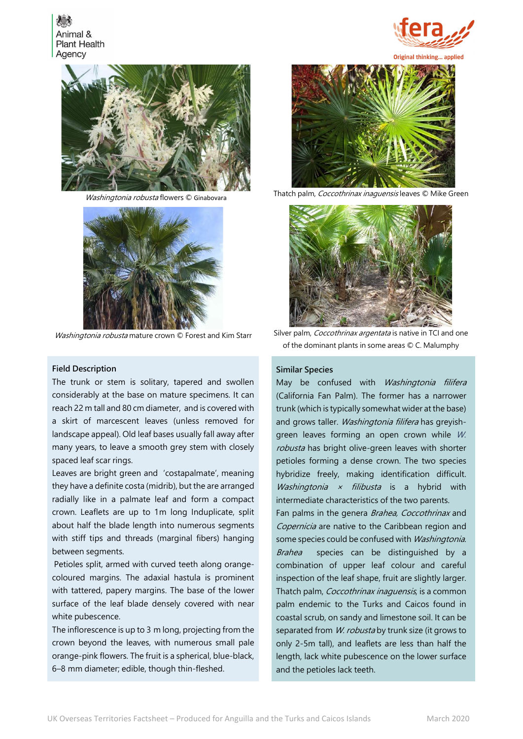*Washingtonia robusta* flowers © Ginabovara

Thatch palm, *Coccothrinax inaguensis* leaves © Mike Green

*Washingtonia robusta* mature crown © Forest and Kim Starr

Silver palm, *Coccothrinax argentata* is native in TCI and one of the dominant plants in some areas © C. Malumphy

### Field Description

The trunk or stem is solitary, tapered and swollen considerably at the base on mature specimens. It can reach 22 m tall and 80 cm diameter, and is covered with a skirt of marcescent leaves (unless removed for landscape appeal). Old leaf bases usually fall away after many years, to leave a smooth grey stem with closely spaced leaf scar rings.

Leaves are bright green and 'costapalmate', meaning they have a definite costa (midrib), but the are arranged radially like in a palmate leaf and form a compact crown. Leaflets are up to 1m long Induplicate, split about half the blade length into numerous segments with stiff tips and threads (marginal fibers) hanging between segments.

Petioles split, armed with curved teeth along orange-coloured margins. The adaxial hastula is prominent with tattered, papery margins. The base of the lower surface of the leaf blade densely covered with near white pubescence.

The inflorescence is up to 3 m long, projecting from the crown beyond the leaves, with numerous small pale orange-pink flowers. The fruit is a spherical, blue-black, 6–8 mm diameter; edible, though thin-fleshed.

### Similar Species

May be confused with *Washingtonia filifera* (California Fan Palm). The former has a narrower trunk (which is typically somewhat wider at the base) and grows taller. *Washingtonia filifera* has greyish-green leaves forming an open crown while *W. robusta* has bright olive-green leaves with shorter petioles forming a dense crown. The two species hybridize freely, making identification difficult. *Washingtonia × filibusta* is a hybrid with intermediate characteristics of the two parents.

Fan palms in the genera *Brahea*, *Coccothrinax* and *Copernicia* are native to the Caribbean region and some species could be confused with *Washingtonia*. *Brahea* species can be distinguished by a combination of upper leaf colour and careful inspection of the leaf shape, fruit are slightly larger. Thatch palm, *Coccothrinax inaguensis*, is a common palm endemic to the Turks and Caicos found in coastal scrub, on sandy and limestone soil. It can be separated from *W. robusta* by trunk size (it grows to only 2-5m tall), and leaflets are less than half the length, lack white pubescence on the lower surface and the petioles lack teeth.